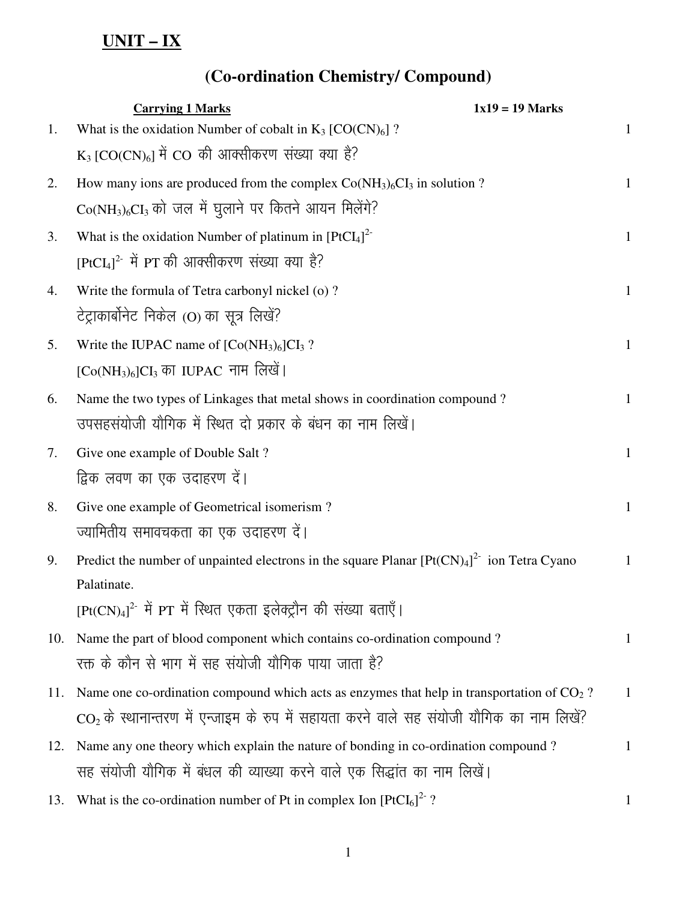## UNIT – IX

## (Co-ordination Chemistry/ Compound)

**Carrying 1 Marks** **1x19 = 19 Marks**

1. What is the oxidation Number of cobalt in $K_3$ [$CO(CN)_6$] ? 1

   $K_3$ [$CO(CN)_6$] में CO की आक्सीकरण संख्या क्या है?

2. How many ions are produced from the complex $Co(NH_3)_6CI_3$ in solution ? 1

   $Co(NH_3)_6CI_3$ को जल में घुलाने पर कितने आयन मिलेंगे?

3. What is the oxidation Number of platinum in $[PtCI_4]^{2-}$ 1

   $[PtCI_4]^{2-}$ में PT की आक्सीकरण संख्या क्या है?

4. Write the formula of Tetra carbonyl nickel (o) ? 1

   टेट्राकार्बोनेट निकेल (O) का सूत्र लिखें?

5. Write the IUPAC name of $[Co(NH_3)_6]CI_3$ ? 1

   $[Co(NH_3)_6]CI_3$ का IUPAC नाम लिखें।

6. Name the two types of Linkages that metal shows in coordination compound ? 1

   उपसहसंयोजी यौगिक में स्थित दो प्रकार के बंधन का नाम लिखें।

7. Give one example of Double Salt ? 1

   द्विक लवण का एक उदाहरण दें।

8. Give one example of Geometrical isomerism ? 1

   ज्यामितीय समावचकता का एक उदाहरण दें।

9. Predict the number of unpainted electrons in the square Planar $[Pt(CN)_4]^{2-}$ ion Tetra Cyano Palatinate. 1

   $[Pt(CN)_4]^{2-}$ में PT में स्थित एकता इलेक्ट्रौन की संख्या बताएँ।

10. Name the part of blood component which contains co-ordination compound ? 1

    रक्त के कौन से भाग में सह संयोजी यौगिक पाया जाता है?

11. Name one co-ordination compound which acts as enzymes that help in transportation of $CO_2$ ? 1

    $CO_2$ के स्थानान्तरण में एन्जाइम के रुप में सहायता करने वाले सह संयोजी यौगिक का नाम लिखें?

12. Name any one theory which explain the nature of bonding in co-ordination compound ? 1

    सह संयोजी यौगिक में बंधल की व्याख्या करने वाले एक सिद्धांत का नाम लिखें।

13. What is the co-ordination number of Pt in complex Ion $[PtCI_6]^{2-}$ ? 1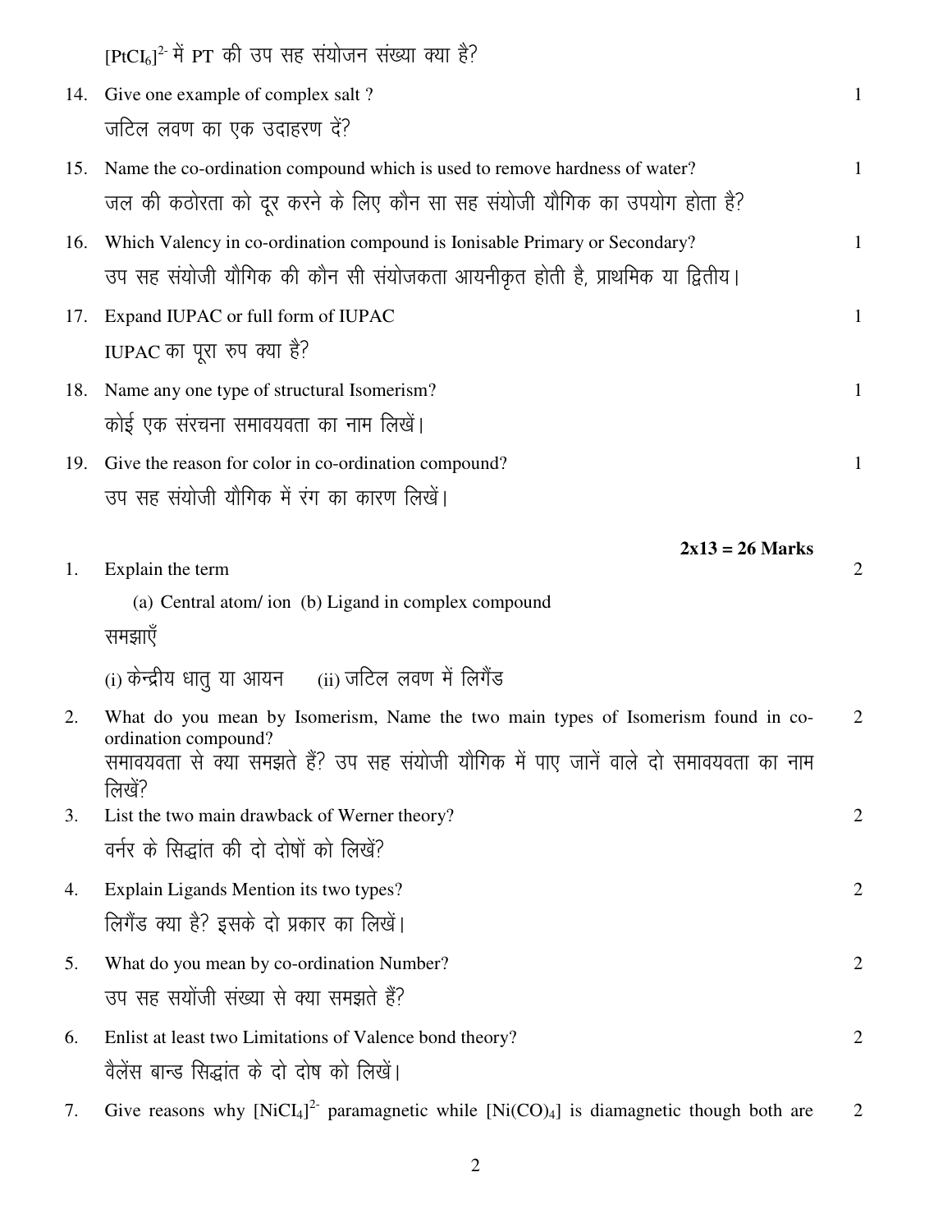$[PtCl_6]^{2-}$ में PT की उप सह संयोजन संख्या क्या है?

14. Give one example of complex salt ? — 1

    जटिल लवण का एक उदाहरण दें?

15. Name the co-ordination compound which is used to remove hardness of water? — 1

    जल की कठोरता को दूर करने के लिए कौन सा सह संयोजी यौगिक का उपयोग होता है?

16. Which Valency in co-ordination compound is Ionisable Primary or Secondary? — 1

    उप सह संयोजी यौगिक की कौन सी संयोजकता आयनीकृत होती है, प्राथमिक या द्वितीय।

17. Expand IUPAC or full form of IUPAC — 1

    IUPAC का पूरा रुप क्या है?

18. Name any one type of structural Isomerism? — 1

    कोई एक संरचना समावयवता का नाम लिखें।

19. Give the reason for color in co-ordination compound? — 1

    उप सह संयोजी यौगिक में रंग का कारण लिखें।

**2x13 = 26 Marks**

1. Explain the term — 2

   (a) Central atom/ ion (b) Ligand in complex compound

   समझाएँ

   (i) केन्द्रीय धातु या आयन (ii) जटिल लवण में लिगैंड

2. What do you mean by Isomerism, Name the two main types of Isomerism found in co-ordination compound? — 2

   समावयवता से क्या समझते हैं? उप सह संयोजी यौगिक में पाए जानें वाले दो समावयवता का नाम लिखें?

3. List the two main drawback of Werner theory? — 2

   वर्नर के सिद्धांत की दो दोषों को लिखें?

4. Explain Ligands Mention its two types? — 2

   लिगैंड क्या है? इसके दो प्रकार का लिखें।

5. What do you mean by co-ordination Number? — 2

   उप सह सयोंजी संख्या से क्या समझते हैं?

6. Enlist at least two Limitations of Valence bond theory? — 2

   वैलेंस बान्ड सिद्धांत के दो दोष को लिखें।

7. Give reasons why $[NiCl_4]^{2-}$ paramagnetic while $[Ni(CO)_4]$ is diamagnetic though both are — 2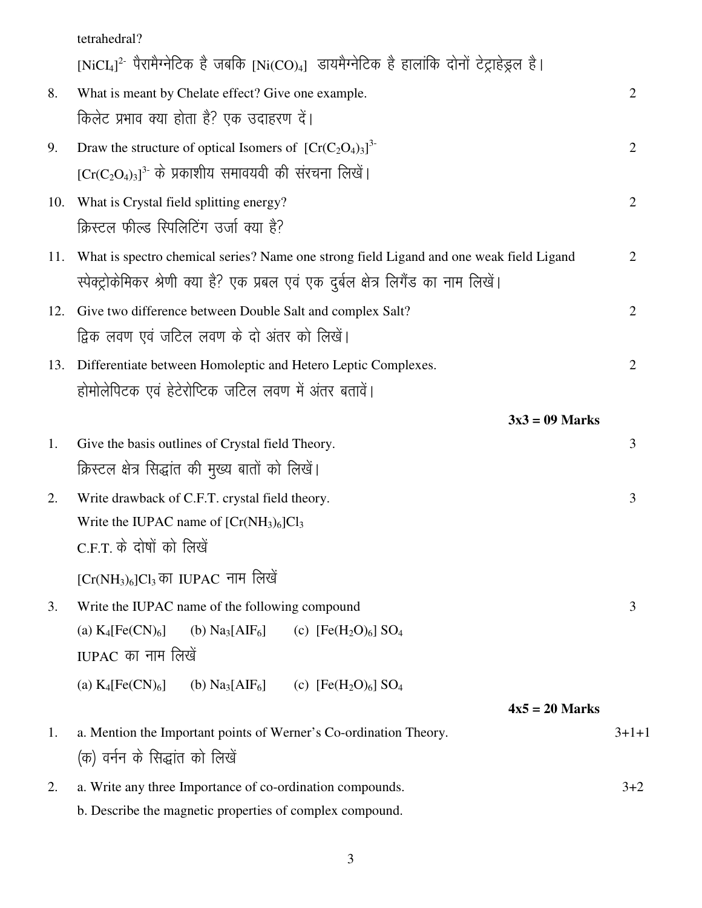tetrahedral?

$[NiCl_4]^{2-}$ पैरामैग्नेटिक है जबकि $[Ni(CO)_4]$ डायमैग्नेटिक है हालांकि दोनों टेट्राहेड्रल है।

8. What is meant by Chelate effect? Give one example. — 2

   किलेट प्रभाव क्या होता है? एक उदाहरण दें।

9. Draw the structure of optical Isomers of $[Cr(C_2O_4)_3]^{3-}$ — 2

   $[Cr(C_2O_4)_3]^{3-}$ के प्रकाशीय समावयवी की संरचना लिखें।

10. What is Crystal field splitting energy? — 2

    क्रिस्टल फील्ड स्पिलिटिंग उर्जा क्या है?

11. What is spectro chemical series? Name one strong field Ligand and one weak field Ligand — 2

    स्पेक्ट्रोकेमिकर श्रेणी क्या है? एक प्रबल एवं एक दुर्बल क्षेत्र लिगैंड का नाम लिखें।

12. Give two difference between Double Salt and complex Salt? — 2

    द्विक लवण एवं जटिल लवण के दो अंतर को लिखें।

13. Differentiate between Homoleptic and Hetero Leptic Complexes. — 2

    होमोलेपिटक एवं हेटेरोप्टिक जटिल लवण में अंतर बतावें।

**3x3 = 09 Marks**

1. Give the basis outlines of Crystal field Theory. — 3

   क्रिस्टल क्षेत्र सिद्धांत की मुख्य बातों को लिखें।

2. Write drawback of C.F.T. crystal field theory. — 3

   Write the IUPAC name of $[Cr(NH_3)_6]Cl_3$

   C.F.T. के दोषों को लिखें

   $[Cr(NH_3)_6]Cl_3$ का IUPAC नाम लिखें

3. Write the IUPAC name of the following compound — 3

   (a) $K_4[Fe(CN)_6]$ (b) $Na_3[AlF_6]$ (c) $[Fe(H_2O)_6]SO_4$

   IUPAC का नाम लिखें

   (a) $K_4[Fe(CN)_6]$ (b) $Na_3[AlF_6]$ (c) $[Fe(H_2O)_6]SO_4$

**4x5 = 20 Marks**

1. a. Mention the Important points of Werner's Co-ordination Theory. — 3+1+1

   (क) वर्नन के सिद्धांत को लिखें

2. a. Write any three Importance of co-ordination compounds. — 3+2

   b. Describe the magnetic properties of complex compound.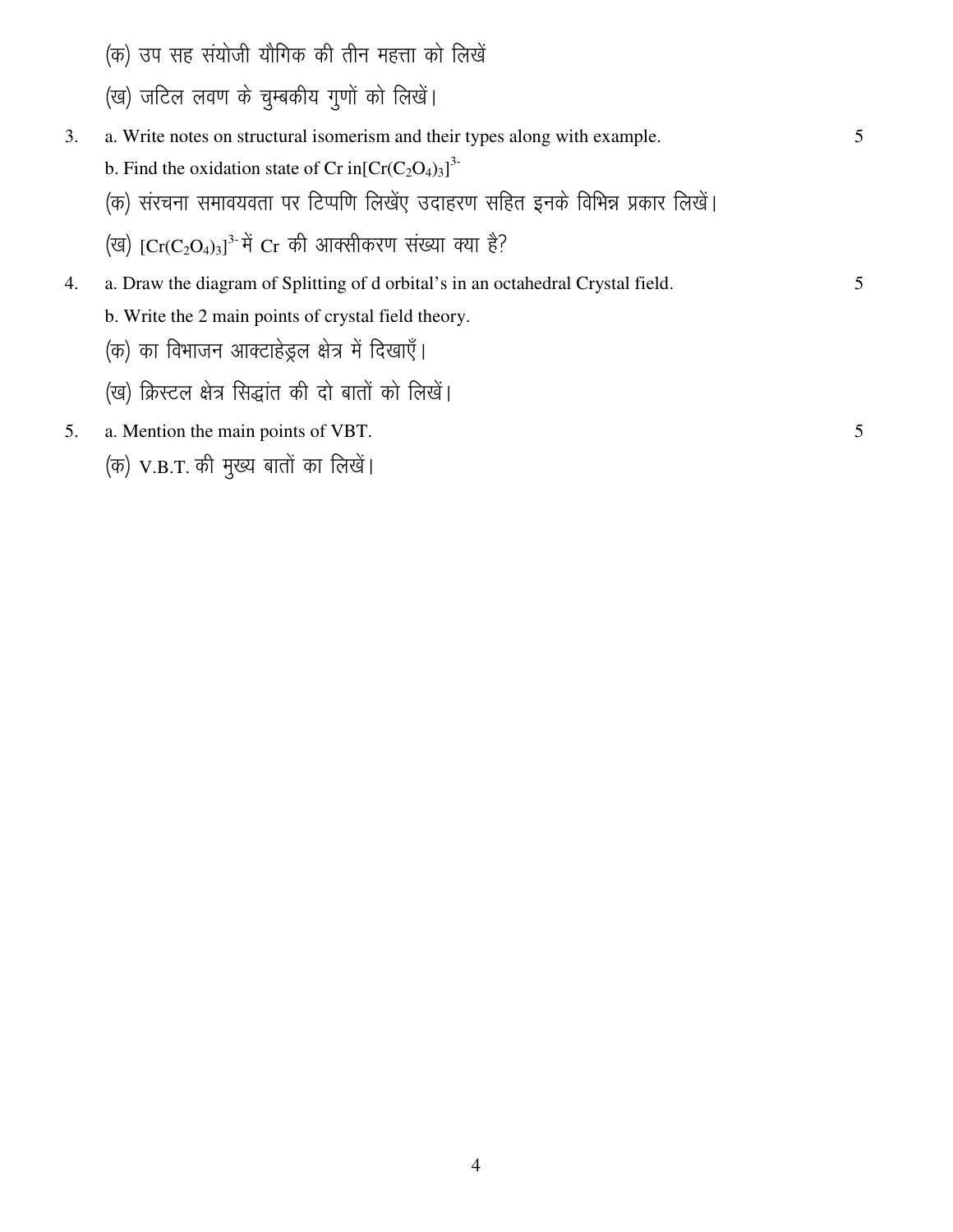(क) उप सह संयोजी यौगिक की तीन महत्ता को लिखें

(ख) जटिल लवण के चुम्बकीय गुणों को लिखें।

3. a. Write notes on structural isomerism and their types along with example. 5

   b. Find the oxidation state of Cr in$[Cr(C_2O_4)_3]^{3-}$

   (क) संरचना समावयवता पर टिप्पणि लिखेंए उदाहरण सहित इनके विभिन्न प्रकार लिखें।

   (ख) $[Cr(C_2O_4)_3]^{3-}$ में Cr की आक्सीकरण संख्या क्या है?

4. a. Draw the diagram of Splitting of d orbital's in an octahedral Crystal field. 5

   b. Write the 2 main points of crystal field theory.

   (क) का विभाजन आक्टाहेड्रल क्षेत्र में दिखाएँ।

   (ख) क्रिस्टल क्षेत्र सिद्धांत की दो बातों को लिखें।

5. a. Mention the main points of VBT. 5

   (क) V.B.T. की मुख्य बातों का लिखें।